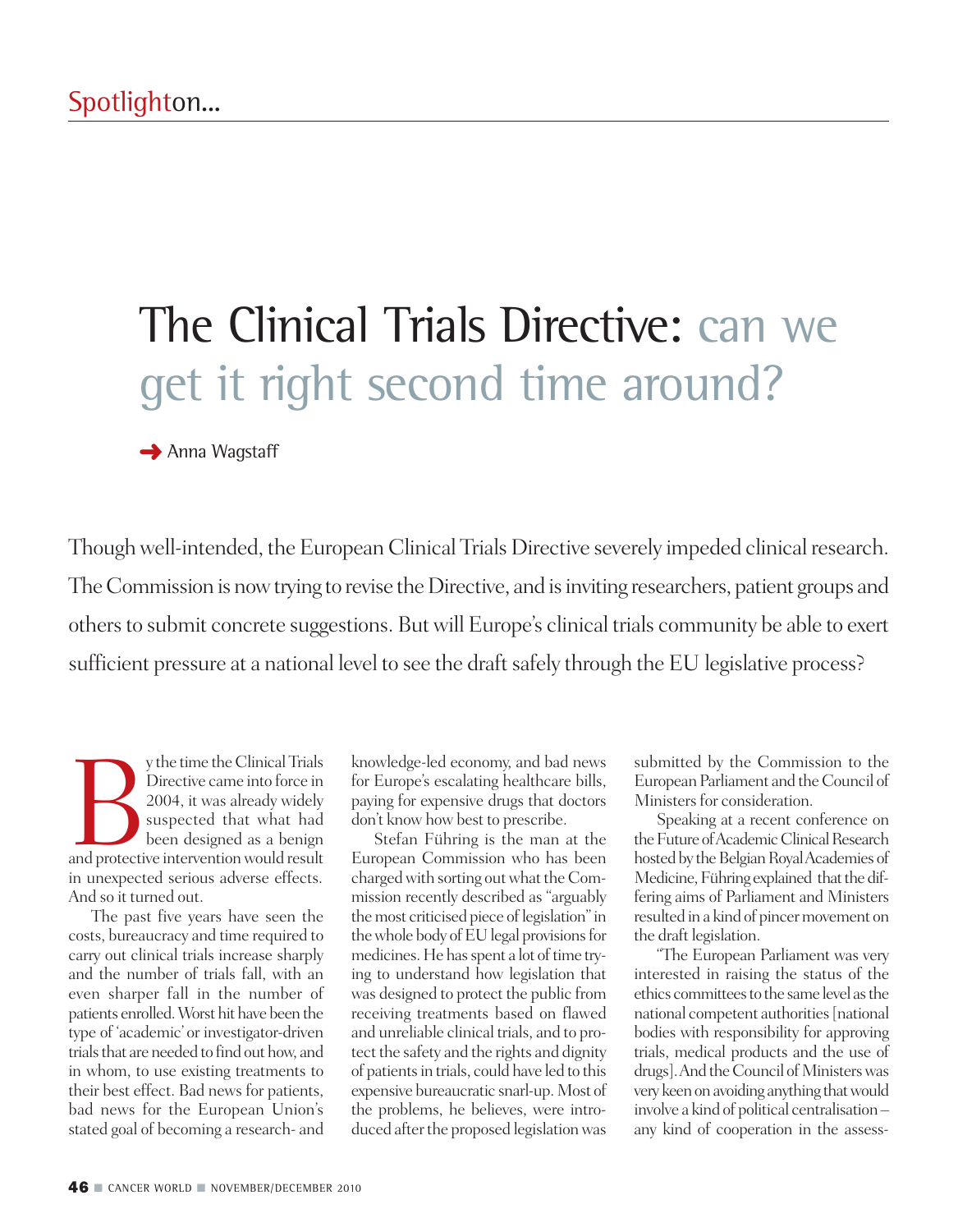Spotlight on...

# The Clinical Trials Directive: can we get it right second time around?

Anna Wagstaff

Though well-intended, the European Clinical Trials Directive severely impeded clinical research. The Commission is now trying to revise the Directive, and is inviting researchers, patient groups and others to submit concrete suggestions. But will Europe's clinical trials community be able to exert sufficient pressure at a national level to see the draft safely through the EU legislative process?

By the time the Clinical Trials Directive came into force in 2004, it was already widely suspected that what had been designed as a benign and protective intervention would result in unexpected serious adverse effects. And so it turned out.

The past five years have seen the costs, bureaucracy and time required to carry out clinical trials increase sharply and the number of trials fall, with an even sharper fall in the number of patients enrolled. Worst hit have been the type of 'academic' or investigator-driven trials that are needed to find out how, and in whom, to use existing treatments to their best effect. Bad news for patients, bad news for the European Union's stated goal of becoming a research- and knowledge-led economy, and bad news for Europe's escalating healthcare bills, paying for expensive drugs that doctors don't know how best to prescribe.

Stefan Führing is the man at the European Commission who has been charged with sorting out what the Commission recently described as "arguably the most criticised piece of legislation" in the whole body of EU legal provisions for medicines. He has spent a lot of time trying to understand how legislation that was designed to protect the public from receiving treatments based on flawed and unreliable clinical trials, and to protect the safety and the rights and dignity of patients in trials, could have led to this expensive bureaucratic snarl-up. Most of the problems, he believes, were introduced after the proposed legislation was submitted by the Commission to the European Parliament and the Council of Ministers for consideration.

Speaking at a recent conference on the Future of Academic Clinical Research hosted by the Belgian Royal Academies of Medicine, Führing explained that the differing aims of Parliament and Ministers resulted in a kind of pincer movement on the draft legislation.

"The European Parliament was very interested in raising the status of the ethics committees to the same level as the national competent authorities [national bodies with responsibility for approving trials, medical products and the use of drugs]. And the Council of Ministers was very keen on avoiding anything that would involve a kind of political centralisation – any kind of cooperation in the assess-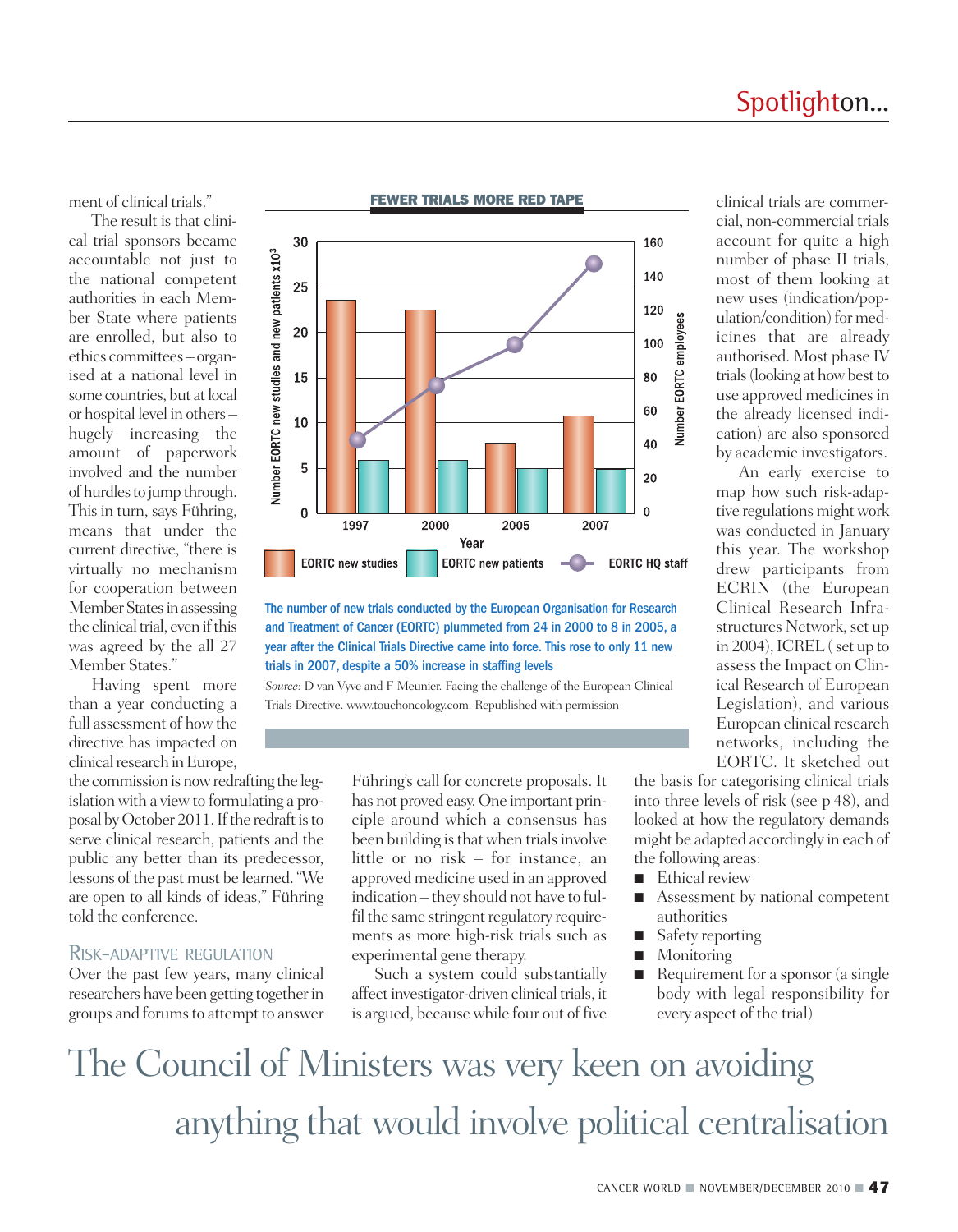ment of clinical trials."

The result is that clinical trial sponsors became accountable not just to the national competent authorities in each Member State where patients are enrolled, but also to ethics committees – organised at a national level in some countries, but at local or hospital level in others – hugely increasing the amount of paperwork involved and the number of hurdles to jump through. This in turn, says Führing, means that under the current directive, "there is virtually no mechanism for cooperation between Member States in assessing the clinical trial, even if this was agreed by the all 27 Member States."

Having spent more than a year conducting a full assessment of how the directive has impacted on clinical research in Europe, the commission is now redrafting the legislation with a view to formulating a proposal by October 2011. If the redraft is to serve clinical research, patients and the public any better than its predecessor, lessons of the past must be learned. "We are open to all kinds of ideas," Führing told the conference.

**FEWER TRIALS MORE RED TAPE**

| Year | EORTC new studies | EORTC new patients (x10³) | EORTC HQ staff |
|---|---|---|---|
| 1997 | 24 | 6 | 43 |
| 2000 | 22.5 | 6 | 75 |
| 2005 | 8 | 5 | 99 |
| 2007 | 11 | 5 | 146 |

The number of new trials conducted by the European Organisation for Research and Treatment of Cancer (EORTC) plummeted from 24 in 2000 to 8 in 2005, a year after the Clinical Trials Directive came into force. This rose to only 11 new trials in 2007, despite a 50% increase in staffing levels

*Source:* D van Vyve and F Meunier. Facing the challenge of the European Clinical Trials Directive. www.touchoncology.com. Republished with permission

## Risk-adaptive regulation

Over the past few years, many clinical researchers have been getting together in groups and forums to attempt to answer Führing's call for concrete proposals. It has not proved easy. One important principle around which a consensus has been building is that when trials involve little or no risk – for instance, an approved medicine used in an approved indication – they should not have to fulfil the same stringent regulatory requirements as more high-risk trials such as experimental gene therapy.

Such a system could substantially affect investigator-driven clinical trials, it is argued, because while four out of five clinical trials are commercial, non-commercial trials account for quite a high number of phase II trials, most of them looking at new uses (indication/population/condition) for medicines that are already authorised. Most phase IV trials (looking at how best to use approved medicines in the already licensed indication) are also sponsored by academic investigators.

An early exercise to map how such risk-adaptive regulations might work was conducted in January this year. The workshop drew participants from ECRIN (the European Clinical Research Infrastructures Network, set up in 2004), ICREL ( set up to assess the Impact on Clinical Research of European Legislation), and various European clinical research networks, including the EORTC. It sketched out the basis for categorising clinical trials into three levels of risk (see p 48), and looked at how the regulatory demands might be adapted accordingly in each of the following areas:

- Ethical review
- Assessment by national competent authorities
- Safety reporting
- Monitoring
- Requirement for a sponsor (a single body with legal responsibility for every aspect of the trial)

> The Council of Ministers was very keen on avoiding anything that would involve political centralisation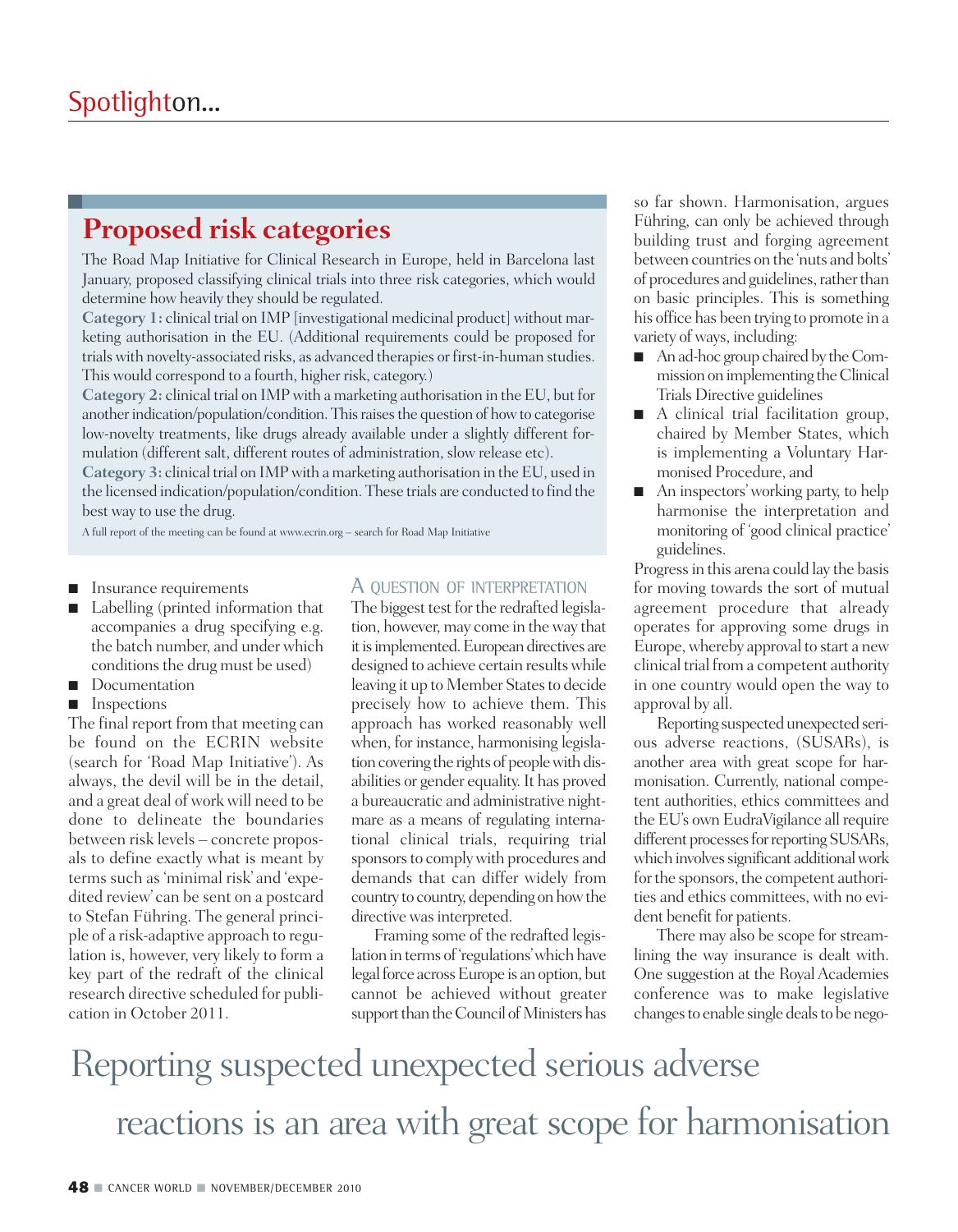## Proposed risk categories

The Road Map Initiative for Clinical Research in Europe, held in Barcelona last January, proposed classifying clinical trials into three risk categories, which would determine how heavily they should be regulated.

**Category 1:** clinical trial on IMP [investigational medicinal product] without marketing authorisation in the EU. (Additional requirements could be proposed for trials with novelty-associated risks, as advanced therapies or first-in-human studies. This would correspond to a fourth, higher risk, category.)

**Category 2:** clinical trial on IMP with a marketing authorisation in the EU, but for another indication/population/condition. This raises the question of how to categorise low-novelty treatments, like drugs already available under a slightly different formulation (different salt, different routes of administration, slow release etc).

**Category 3:** clinical trial on IMP with a marketing authorisation in the EU, used in the licensed indication/population/condition. These trials are conducted to find the best way to use the drug.

A full report of the meeting can be found at www.ecrin.org – search for Road Map Initiative

- Insurance requirements
- Labelling (printed information that accompanies a drug specifying e.g. the batch number, and under which conditions the drug must be used)
- Documentation
- Inspections

The final report from that meeting can be found on the ECRIN website (search for 'Road Map Initiative'). As always, the devil will be in the detail, and a great deal of work will need to be done to delineate the boundaries between risk levels – concrete proposals to define exactly what is meant by terms such as 'minimal risk' and 'expedited review' can be sent on a postcard to Stefan Führing. The general principle of a risk-adaptive approach to regulation is, however, very likely to form a key part of the redraft of the clinical research directive scheduled for publication in October 2011.

### A QUESTION OF INTERPRETATION

The biggest test for the redrafted legislation, however, may come in the way that it is implemented. European directives are designed to achieve certain results while leaving it up to Member States to decide precisely how to achieve them. This approach has worked reasonably well when, for instance, harmonising legislation covering the rights of people with disabilities or gender equality. It has proved a bureaucratic and administrative nightmare as a means of regulating international clinical trials, requiring trial sponsors to comply with procedures and demands that can differ widely from country to country, depending on how the directive was interpreted.

Framing some of the redrafted legislation in terms of 'regulations' which have legal force across Europe is an option, but cannot be achieved without greater support than the Council of Ministers has so far shown. Harmonisation, argues Führing, can only be achieved through building trust and forging agreement between countries on the 'nuts and bolts' of procedures and guidelines, rather than on basic principles. This is something his office has been trying to promote in a variety of ways, including:

- An ad-hoc group chaired by the Commission on implementing the Clinical Trials Directive guidelines
- A clinical trial facilitation group, chaired by Member States, which is implementing a Voluntary Harmonised Procedure, and
- An inspectors' working party, to help harmonise the interpretation and monitoring of 'good clinical practice' guidelines.

Progress in this arena could lay the basis for moving towards the sort of mutual agreement procedure that already operates for approving some drugs in Europe, whereby approval to start a new clinical trial from a competent authority in one country would open the way to approval by all.

Reporting suspected unexpected serious adverse reactions, (SUSARs), is another area with great scope for harmonisation. Currently, national competent authorities, ethics committees and the EU's own EudraVigilance all require different processes for reporting SUSARs, which involves significant additional work for the sponsors, the competent authorities and ethics committees, with no evident benefit for patients.

There may also be scope for streamlining the way insurance is dealt with. One suggestion at the Royal Academies conference was to make legislative changes to enable single deals to be nego-

> Reporting suspected unexpected serious adverse reactions is an area with great scope for harmonisation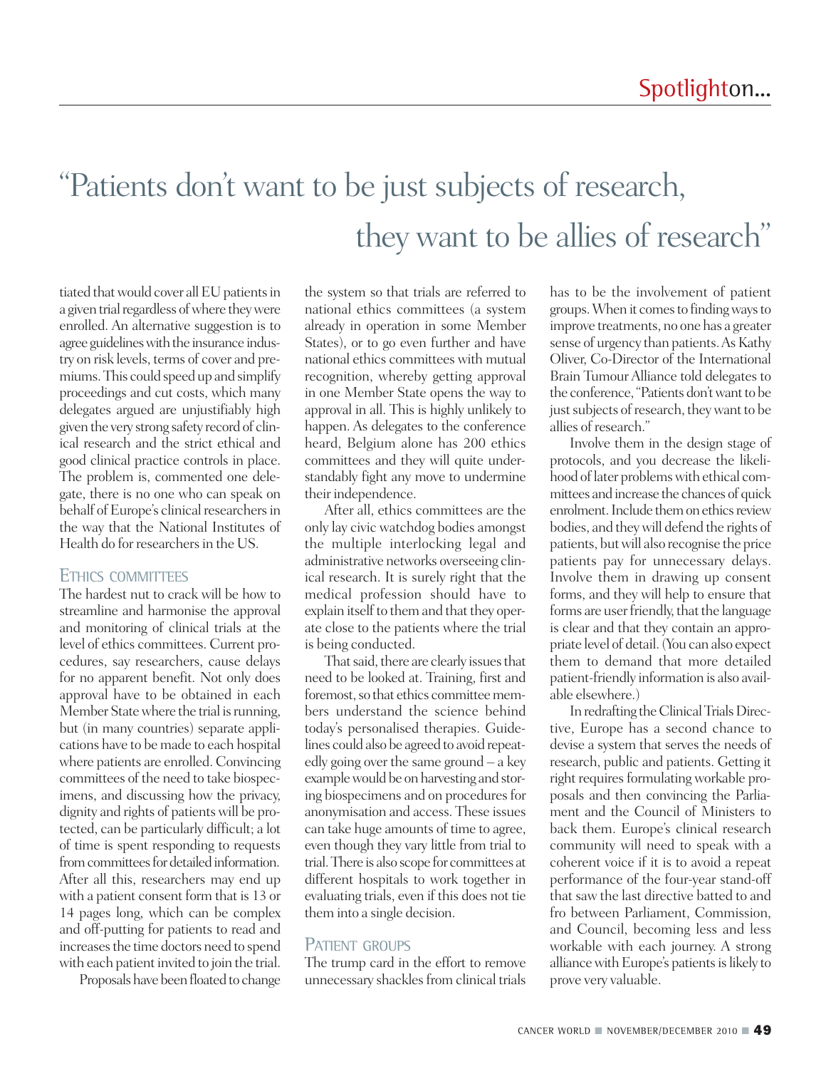# "Patients don't want to be just subjects of research, they want to be allies of research"

tiated that would cover all EU patients in a given trial regardless of where they were enrolled. An alternative suggestion is to agree guidelines with the insurance industry on risk levels, terms of cover and premiums. This could speed up and simplify proceedings and cut costs, which many delegates argued are unjustifiably high given the very strong safety record of clinical research and the strict ethical and good clinical practice controls in place. The problem is, commented one delegate, there is no one who can speak on behalf of Europe's clinical researchers in the way that the National Institutes of Health do for researchers in the US.

## Ethics committees

The hardest nut to crack will be how to streamline and harmonise the approval and monitoring of clinical trials at the level of ethics committees. Current procedures, say researchers, cause delays for no apparent benefit. Not only does approval have to be obtained in each Member State where the trial is running, but (in many countries) separate applications have to be made to each hospital where patients are enrolled. Convincing committees of the need to take biospecimens, and discussing how the privacy, dignity and rights of patients will be protected, can be particularly difficult; a lot of time is spent responding to requests from committees for detailed information. After all this, researchers may end up with a patient consent form that is 13 or 14 pages long, which can be complex and off-putting for patients to read and increases the time doctors need to spend with each patient invited to join the trial.

Proposals have been floated to change the system so that trials are referred to national ethics committees (a system already in operation in some Member States), or to go even further and have national ethics committees with mutual recognition, whereby getting approval in one Member State opens the way to approval in all. This is highly unlikely to happen. As delegates to the conference heard, Belgium alone has 200 ethics committees and they will quite understandably fight any move to undermine their independence.

After all, ethics committees are the only lay civic watchdog bodies amongst the multiple interlocking legal and administrative networks overseeing clinical research. It is surely right that the medical profession should have to explain itself to them and that they operate close to the patients where the trial is being conducted.

That said, there are clearly issues that need to be looked at. Training, first and foremost, so that ethics committee members understand the science behind today's personalised therapies. Guidelines could also be agreed to avoid repeatedly going over the same ground – a key example would be on harvesting and storing biospecimens and on procedures for anonymisation and access. These issues can take huge amounts of time to agree, even though they vary little from trial to trial. There is also scope for committees at different hospitals to work together in evaluating trials, even if this does not tie them into a single decision.

## Patient groups

The trump card in the effort to remove unnecessary shackles from clinical trials has to be the involvement of patient groups. When it comes to finding ways to improve treatments, no one has a greater sense of urgency than patients. As Kathy Oliver, Co-Director of the International Brain Tumour Alliance told delegates to the conference, "Patients don't want to be just subjects of research, they want to be allies of research."

Involve them in the design stage of protocols, and you decrease the likelihood of later problems with ethical committees and increase the chances of quick enrolment. Include them on ethics review bodies, and they will defend the rights of patients, but will also recognise the price patients pay for unnecessary delays. Involve them in drawing up consent forms, and they will help to ensure that forms are user friendly, that the language is clear and that they contain an appropriate level of detail. (You can also expect them to demand that more detailed patient-friendly information is also available elsewhere.)

In redrafting the Clinical Trials Directive, Europe has a second chance to devise a system that serves the needs of research, public and patients. Getting it right requires formulating workable proposals and then convincing the Parliament and the Council of Ministers to back them. Europe's clinical research community will need to speak with a coherent voice if it is to avoid a repeat performance of the four-year stand-off that saw the last directive batted to and fro between Parliament, Commission, and Council, becoming less and less workable with each journey. A strong alliance with Europe's patients is likely to prove very valuable.